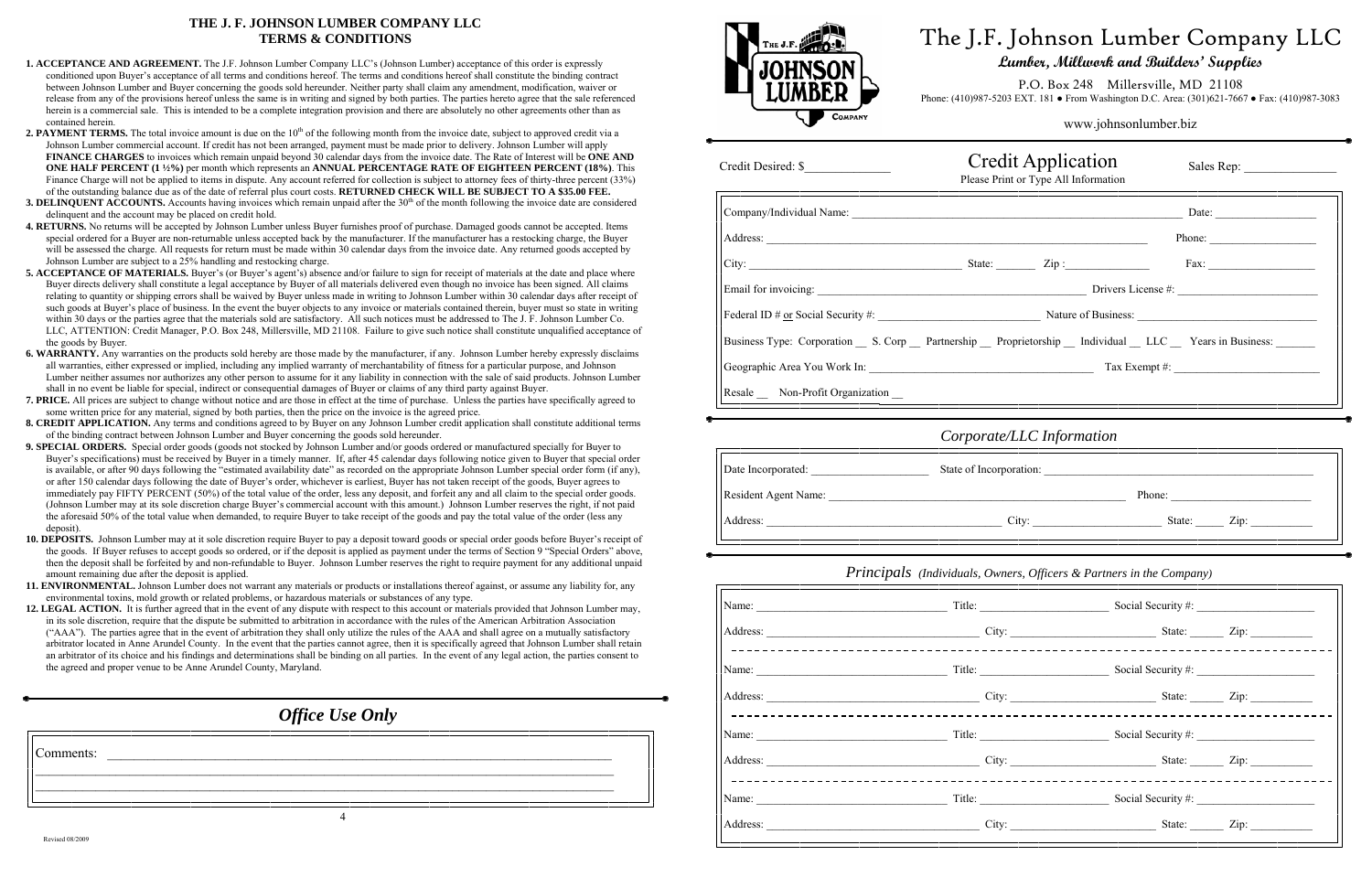# THE J. F. JOHNSON LUMBER COMPANY LLC
## TERMS & CONDITIONS

**1. ACCEPTANCE AND AGREEMENT.** The J.F. Johnson Lumber Company LLC's (Johnson Lumber) acceptance of this order is expressly conditioned upon Buyer's acceptance of all terms and conditions hereof. The terms and conditions hereof shall constitute the binding contract between Johnson Lumber and Buyer concerning the goods sold hereunder. Neither party shall claim any amendment, modification, waiver or release from any of the provisions hereof unless the same is in writing and signed by both parties. The parties hereto agree that the sale referenced herein is a commercial sale. This is intended to be a complete integration provision and there are absolutely no other agreements other than as contained herein.

**2. PAYMENT TERMS.** The total invoice amount is due on the 10th of the following month from the invoice date, subject to approved credit via a Johnson Lumber commercial account. If credit has not been arranged, payment must be made prior to delivery. Johnson Lumber will apply **FINANCE CHARGES** to invoices which remain unpaid beyond 30 calendar days from the invoice date. The Rate of Interest will be **ONE AND ONE HALF PERCENT (1 ½%)** per month which represents an **ANNUAL PERCENTAGE RATE OF EIGHTEEN PERCENT (18%)**. This Finance Charge will not be applied to items in dispute. Any account referred for collection is subject to attorney fees of thirty-three percent (33%) of the outstanding balance due as of the date of referral plus court costs. **RETURNED CHECK WILL BE SUBJECT TO A $35.00 FEE.**

**3. DELINQUENT ACCOUNTS.** Accounts having invoices which remain unpaid after the 30th of the month following the invoice date are considered delinquent and the account may be placed on credit hold.

**4. RETURNS.** No returns will be accepted by Johnson Lumber unless Buyer furnishes proof of purchase. Damaged goods cannot be accepted. Items special ordered for a Buyer are non-returnable unless accepted back by the manufacturer. If the manufacturer has a restocking charge, the Buyer will be assessed the charge. All requests for return must be made within 30 calendar days from the invoice date. Any returned goods accepted by Johnson Lumber are subject to a 25% handling and restocking charge.

**5. ACCEPTANCE OF MATERIALS.** Buyer's (or Buyer's agent's) absence and/or failure to sign for receipt of materials at the date and place where Buyer directs delivery shall constitute a legal acceptance by Buyer of all materials delivered even though no invoice has been signed. All claims relating to quantity or shipping errors shall be waived by Buyer unless made in writing to Johnson Lumber within 30 calendar days after receipt of such goods at Buyer's place of business. In the event the buyer objects to any invoice or materials contained therein, buyer must so state in writing within 30 days or the parties agree that the materials sold are satisfactory. All such notices must be addressed to The J. F. Johnson Lumber Co. LLC, ATTENTION: Credit Manager, P.O. Box 248, Millersville, MD 21108. Failure to give such notice shall constitute unqualified acceptance of the goods by Buyer.

**6. WARRANTY.** Any warranties on the products sold hereby are those made by the manufacturer, if any. Johnson Lumber hereby expressly disclaims all warranties, either expressed or implied, including any implied warranty of merchantability of fitness for a particular purpose, and Johnson Lumber neither assumes nor authorizes any other person to assume for it any liability in connection with the sale of said products. Johnson Lumber shall in no event be liable for special, indirect or consequential damages of Buyer or claims of any third party against Buyer.

**7. PRICE.** All prices are subject to change without notice and are those in effect at the time of purchase. Unless the parties have specifically agreed to some written price for any material, signed by both parties, then the price on the invoice is the agreed price.

**8. CREDIT APPLICATION.** Any terms and conditions agreed to by Buyer on any Johnson Lumber credit application shall constitute additional terms of the binding contract between Johnson Lumber and Buyer concerning the goods sold hereunder.

**9. SPECIAL ORDERS.** Special order goods (goods not stocked by Johnson Lumber and/or goods ordered or manufactured specially for Buyer to Buyer's specifications) must be received by Buyer in a timely manner. If, after 45 calendar days following notice given to Buyer that special order is available, or after 90 days following the "estimated availability date" as recorded on the appropriate Johnson Lumber special order form (if any), or after 150 calendar days following the date of Buyer's order, whichever is earliest, Buyer has not taken receipt of the goods, Buyer agrees to immediately pay FIFTY PERCENT (50%) of the total value of the order, less any deposit, and forfeit any and all claim to the special order goods. (Johnson Lumber may at its sole discretion charge Buyer's commercial account with this amount.) Johnson Lumber reserves the right, if not paid the aforesaid 50% of the total value when demanded, to require Buyer to take receipt of the goods and pay the total value of the order (less any deposit).

**10. DEPOSITS.** Johnson Lumber may at it sole discretion require Buyer to pay a deposit toward goods or special order goods before Buyer's receipt of the goods. If Buyer refuses to accept goods so ordered, or if the deposit is applied as payment under the terms of Section 9 "Special Orders" above, then the deposit shall be forfeited by and non-refundable to Buyer. Johnson Lumber reserves the right to require payment for any additional unpaid amount remaining due after the deposit is applied.

**11. ENVIRONMENTAL.** Johnson Lumber does not warrant any materials or products or installations thereof against, or assume any liability for, any environmental toxins, mold growth or related problems, or hazardous materials or substances of any type.

**12. LEGAL ACTION.** It is further agreed that in the event of any dispute with respect to this account or materials provided that Johnson Lumber may, in its sole discretion, require that the dispute be submitted to arbitration in accordance with the rules of the American Arbitration Association ("AAA"). The parties agree that in the event of arbitration they shall only utilize the rules of the AAA and shall agree on a mutually satisfactory arbitrator located in Anne Arundel County. In the event that the parties cannot agree, then it is specifically agreed that Johnson Lumber shall retain an arbitrator of its choice and his findings and determinations shall be binding on all parties. In the event of any legal action, the parties consent to the agreed and proper venue to be Anne Arundel County, Maryland.

## *Office Use Only*

Comments: ______________________________________________

Revised 08/2009

# The J.F. Johnson Lumber Company LLC

**Lumber, Millwork and Builders' Supplies**

P.O. Box 248 Millersville, MD 21108

Phone: (410)987-5203 EXT. 181 ● From Washington D.C. Area: (301)621-7667 ● Fax: (410)987-3083

www.johnsonlumber.biz

## Credit Application

Please Print or Type All Information

Credit Desired: $__________ Sales Rep: __________

Company/Individual Name: __________ Date: __________

Address: __________ Phone: __________

City: __________ State: ______ Zip: __________ Fax: __________

Email for invoicing: __________ Drivers License #: __________

Federal ID # or Social Security #: __________ Nature of Business: __________

Business Type: Corporation __ S. Corp __ Partnership __ Proprietorship __ Individual __ LLC __ Years in Business: ______

Geographic Area You Work In: __________ Tax Exempt #: __________

Resale __ Non-Profit Organization __

## *Corporate/LLC Information*

Date Incorporated: __________ State of Incorporation: __________

Resident Agent Name: __________ Phone: __________

Address: __________ City: __________ State: ______ Zip: __________

## *Principals* *(Individuals, Owners, Officers & Partners in the Company)*

Name: __________ Title: __________ Social Security #: __________

Address: __________ City: __________ State: ______ Zip: __________

Name: __________ Title: __________ Social Security #: __________

Address: __________ City: __________ State: ______ Zip: __________

Name: __________ Title: __________ Social Security #: __________

Address: __________ City: __________ State: ______ Zip: __________

Name: __________ Title: __________ Social Security #: __________

Address: __________ City: __________ State: ______ Zip: __________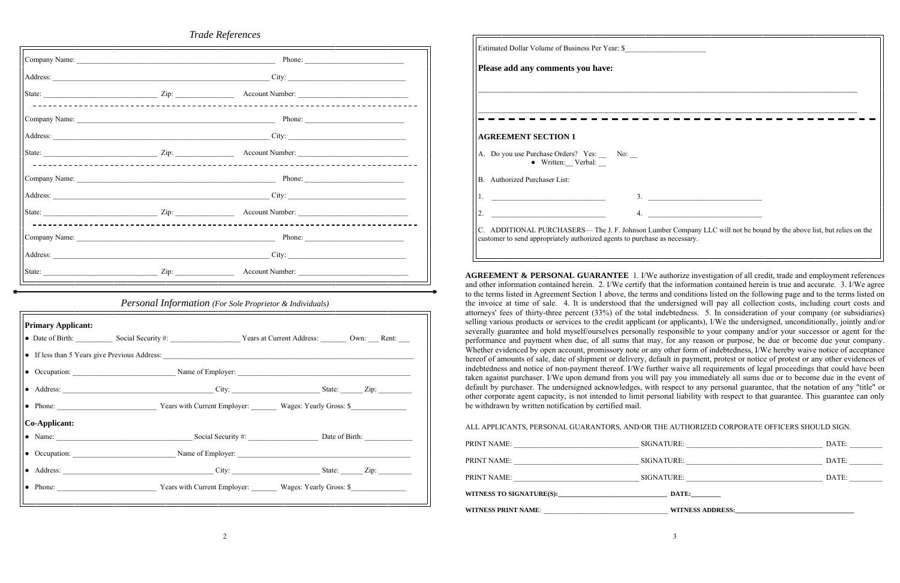## *Trade References*

Company Name: ____________________ Phone: ____________________

Address: ____________________ City: ____________________

State: ____________ Zip: ____________ Account Number: ____________________

---

Company Name: ____________________ Phone: ____________________

Address: ____________________ City: ____________________

State: ____________ Zip: ____________ Account Number: ____________________

---

Company Name: ____________________ Phone: ____________________

Address: ____________________ City: ____________________

State: ____________ Zip: ____________ Account Number: ____________________

---

Company Name: ____________________ Phone: ____________________

Address: ____________________ City: ____________________

State: ____________ Zip: ____________ Account Number: ____________________

## *Personal Information (For Sole Proprietor & Individuals)*

**Primary Applicant:**

- Date of Birth: ________ Social Security #: ____________ Years at Current Address: ______ Own: ___ Rent: ___
- If less than 5 Years give Previous Address: ____________________
- Occupation: ____________________ Name of Employer: ____________________
- Address: ____________________ City: ____________ State: ______ Zip: ________
- Phone: ____________________ Years with Current Employer: ______ Wages: Yearly Gross: $____________

**Co-Applicant:**

- Name: ____________________ Social Security #: ____________ Date of Birth: ____________
- Occupation: ____________________ Name of Employer: ____________________
- Address: ____________________ City: ____________ State: ______ Zip: ________
- Phone: ____________________ Years with Current Employer: ______ Wages: Yearly Gross: $____________

Estimated Dollar Volume of Business Per Year: $____________________

**Please add any comments you have:**

____________________________________________________________

____________________________________________________________

**AGREEMENT SECTION 1**

A. Do you use Purchase Orders? Yes: __ No: __
- Written: __ Verbal: __

B. Authorized Purchaser List:

1. ____________________ 3. ____________________

2. ____________________ 4. ____________________

C. ADDITIONAL PURCHASERS— The J. F. Johnson Lumber Company LLC will not be bound by the above list, but relies on the customer to send appropriately authorized agents to purchase as necessary.

**AGREEMENT & PERSONAL GUARANTEE** 1. I/We authorize investigation of all credit, trade and employment references and other information contained herein. 2. I/We certify that the information contained herein is true and accurate. 3. I/We agree to the terms listed in Agreement Section 1 above, the terms and conditions listed on the following page and to the terms listed on the invoice at time of sale. 4. It is understood that the undersigned will pay all collection costs, including court costs and attorneys' fees of thirty-three percent (33%) of the total indebtedness. 5. In consideration of your company (or subsidiaries) selling various products or services to the credit applicant (or applicants), I/We the undersigned, unconditionally, jointly and/or severally guarantee and hold myself/ourselves personally responsible to your company and/or your successor or agent for the performance and payment when due, of all sums that may, for any reason or purpose, be due or become due your company. Whether evidenced by open account, promissory note or any other form of indebtedness, I/We hereby waive notice of acceptance hereof of amounts of sale, date of shipment or delivery, default in payment, protest or notice of protest or any other evidences of indebtedness and notice of non-payment thereof. I/We further waive all requirements of legal proceedings that could have been taken against purchaser. I/We upon demand from you will pay you immediately all sums due or to become due in the event of default by purchaser. The undersigned acknowledges, with respect to any personal guarantee, that the notation of any "title" or other corporate agent capacity, is not intended to limit personal liability with respect to that guarantee. This guarantee can only be withdrawn by written notification by certified mail.

ALL APPLICANTS, PERSONAL GUARANTORS, AND/OR THE AUTHORIZED CORPORATE OFFICERS SHOULD SIGN.

PRINT NAME: ____________________ SIGNATURE: ____________________ DATE: ________

PRINT NAME: ____________________ SIGNATURE: ____________________ DATE: ________

PRINT NAME: ____________________ SIGNATURE: ____________________ DATE: ________

**WITNESS TO SIGNATURE(S):____________________ DATE:________**

**WITNESS PRINT NAME**: ____________________ **WITNESS ADDRESS:____________________**